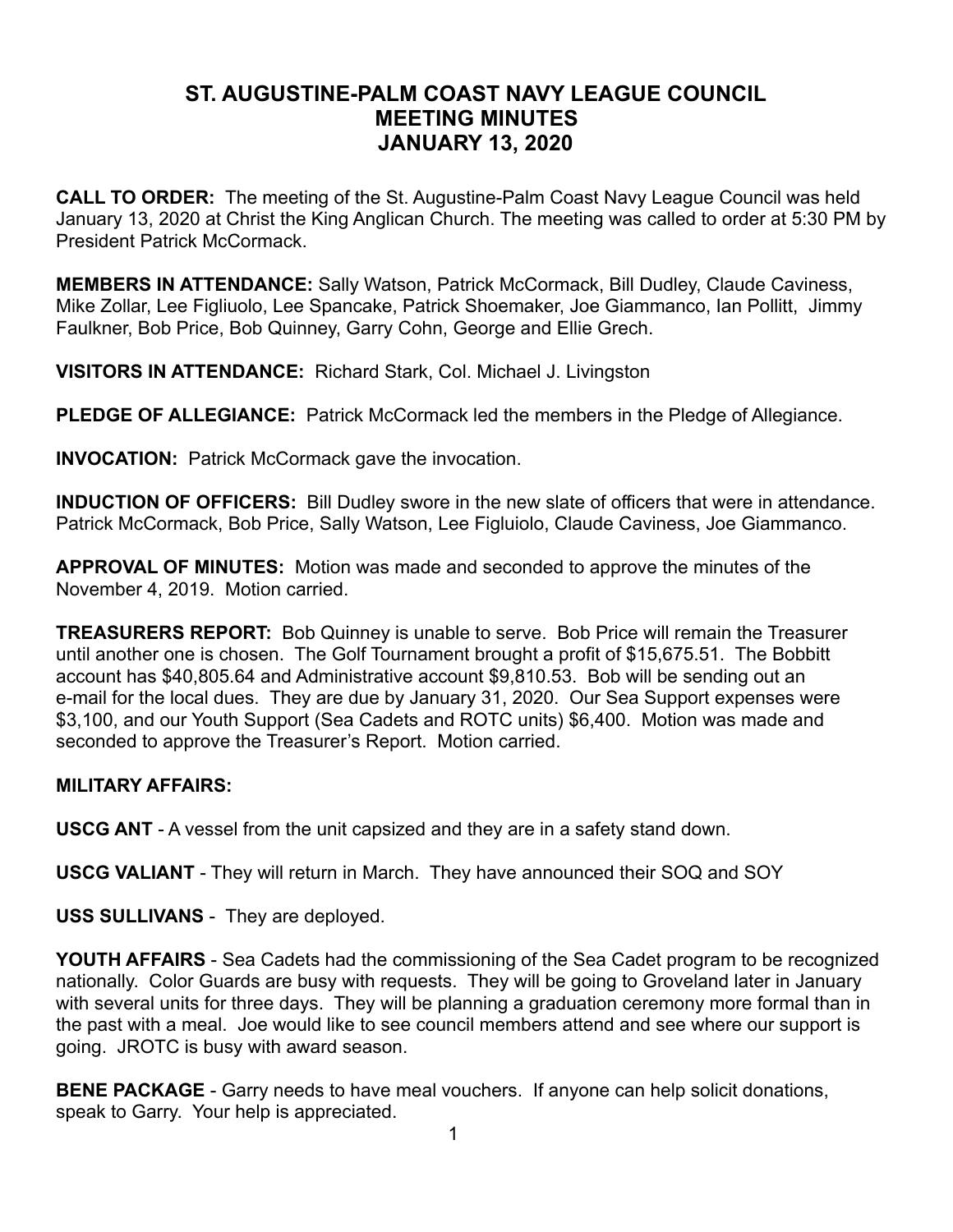# ST. AUGUSTINE-PALM COAST NAVY LEAGUE COUNCIL
# MEETING MINUTES
# JANUARY 13, 2020

**CALL TO ORDER:** The meeting of the St. Augustine-Palm Coast Navy League Council was held January 13, 2020 at Christ the King Anglican Church. The meeting was called to order at 5:30 PM by President Patrick McCormack.

**MEMBERS IN ATTENDANCE:** Sally Watson, Patrick McCormack, Bill Dudley, Claude Caviness, Mike Zollar, Lee Figliuolo, Lee Spancake, Patrick Shoemaker, Joe Giammanco, Ian Pollitt, Jimmy Faulkner, Bob Price, Bob Quinney, Garry Cohn, George and Ellie Grech.

**VISITORS IN ATTENDANCE:** Richard Stark, Col. Michael J. Livingston

**PLEDGE OF ALLEGIANCE:** Patrick McCormack led the members in the Pledge of Allegiance.

**INVOCATION:** Patrick McCormack gave the invocation.

**INDUCTION OF OFFICERS:** Bill Dudley swore in the new slate of officers that were in attendance. Patrick McCormack, Bob Price, Sally Watson, Lee Figluiolo, Claude Caviness, Joe Giammanco.

**APPROVAL OF MINUTES:** Motion was made and seconded to approve the minutes of the November 4, 2019. Motion carried.

**TREASURERS REPORT:** Bob Quinney is unable to serve. Bob Price will remain the Treasurer until another one is chosen. The Golf Tournament brought a profit of $15,675.51. The Bobbitt account has $40,805.64 and Administrative account $9,810.53. Bob will be sending out an e-mail for the local dues. They are due by January 31, 2020. Our Sea Support expenses were $3,100, and our Youth Support (Sea Cadets and ROTC units) $6,400. Motion was made and seconded to approve the Treasurer's Report. Motion carried.

**MILITARY AFFAIRS:**

**USCG ANT** - A vessel from the unit capsized and they are in a safety stand down.

**USCG VALIANT** - They will return in March. They have announced their SOQ and SOY

**USS SULLIVANS** - They are deployed.

**YOUTH AFFAIRS** - Sea Cadets had the commissioning of the Sea Cadet program to be recognized nationally. Color Guards are busy with requests. They will be going to Groveland later in January with several units for three days. They will be planning a graduation ceremony more formal than in the past with a meal. Joe would like to see council members attend and see where our support is going. JROTC is busy with award season.

**BENE PACKAGE** - Garry needs to have meal vouchers. If anyone can help solicit donations, speak to Garry. Your help is appreciated.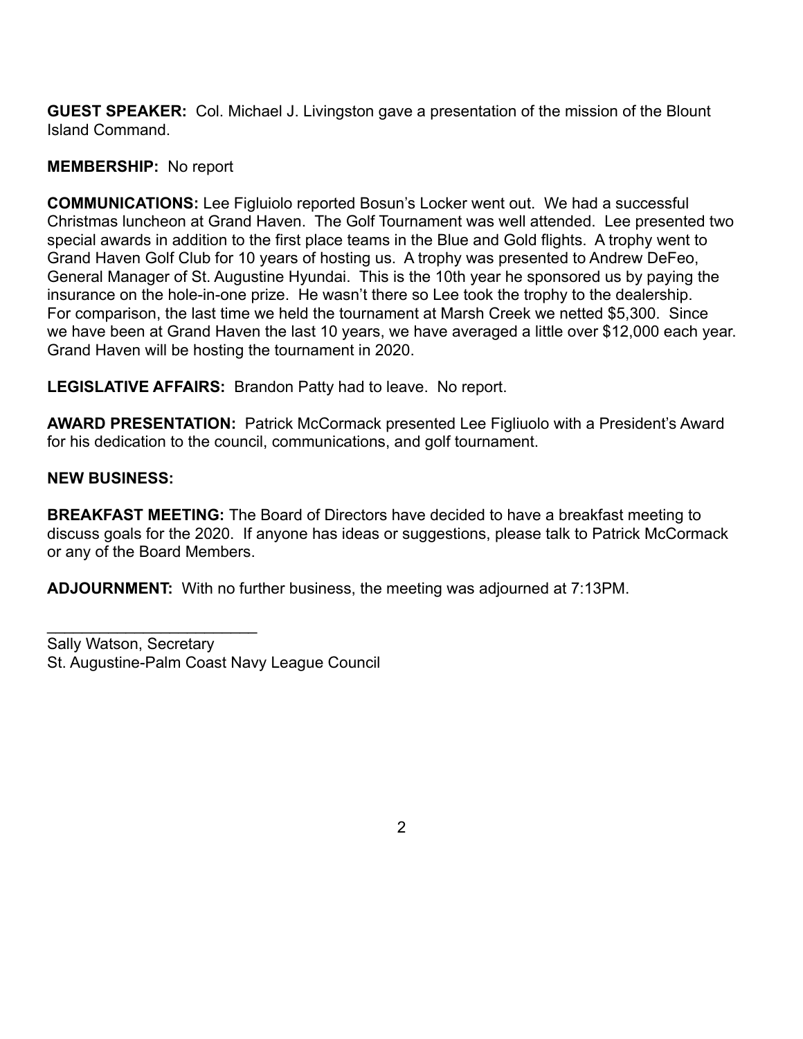**GUEST SPEAKER:** Col. Michael J. Livingston gave a presentation of the mission of the Blount Island Command.

**MEMBERSHIP:** No report

**COMMUNICATIONS:** Lee Figluiolo reported Bosun's Locker went out. We had a successful Christmas luncheon at Grand Haven. The Golf Tournament was well attended. Lee presented two special awards in addition to the first place teams in the Blue and Gold flights. A trophy went to Grand Haven Golf Club for 10 years of hosting us. A trophy was presented to Andrew DeFeo, General Manager of St. Augustine Hyundai. This is the 10th year he sponsored us by paying the insurance on the hole-in-one prize. He wasn't there so Lee took the trophy to the dealership. For comparison, the last time we held the tournament at Marsh Creek we netted $5,300. Since we have been at Grand Haven the last 10 years, we have averaged a little over $12,000 each year. Grand Haven will be hosting the tournament in 2020.

**LEGISLATIVE AFFAIRS:** Brandon Patty had to leave. No report.

**AWARD PRESENTATION:** Patrick McCormack presented Lee Figliuolo with a President's Award for his dedication to the council, communications, and golf tournament.

**NEW BUSINESS:**

**BREAKFAST MEETING:** The Board of Directors have decided to have a breakfast meeting to discuss goals for the 2020. If anyone has ideas or suggestions, please talk to Patrick McCormack or any of the Board Members.

**ADJOURNMENT:** With no further business, the meeting was adjourned at 7:13PM.

\_\_\_\_\_\_\_\_\_\_\_\_\_\_\_\_\_\_\_\_\_\_\_\_\_

Sally Watson, Secretary
St. Augustine-Palm Coast Navy League Council